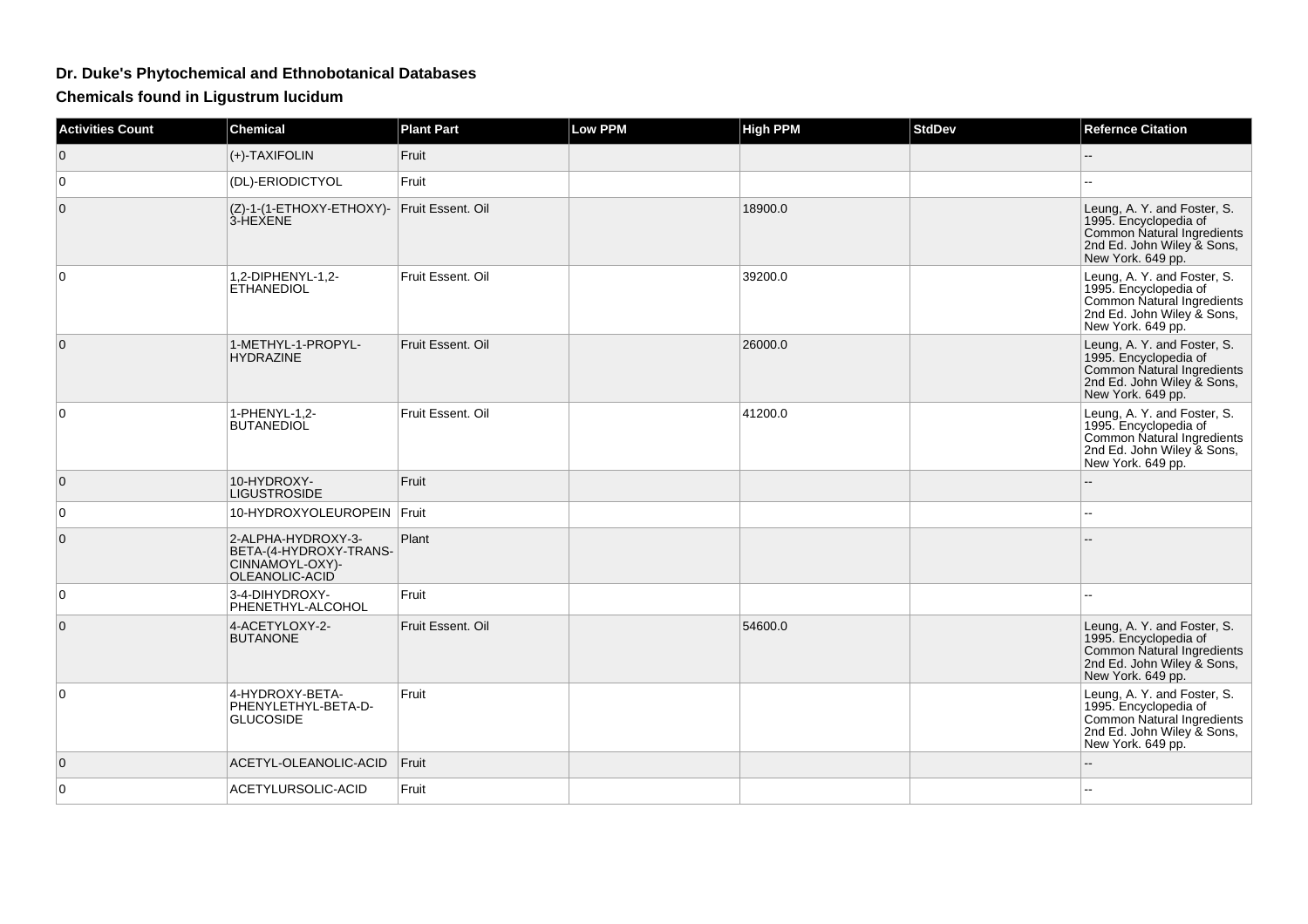# Dr. Duke's Phytochemical and Ethnobotanical Databases

## Chemicals found in Ligustrum lucidum

| Activities Count | Chemical | Plant Part | Low PPM | High PPM | StdDev | Refernce Citation |
|---|---|---|---|---|---|---|
| 0 | (+)-TAXIFOLIN | Fruit | | | | -- |
| 0 | (DL)-ERIODICTYOL | Fruit | | | | -- |
| 0 | (Z)-1-(1-ETHOXY-ETHOXY)-3-HEXENE | Fruit Essent. Oil | | 18900.0 | | Leung, A. Y. and Foster, S. 1995. Encyclopedia of Common Natural Ingredients 2nd Ed. John Wiley & Sons, New York. 649 pp. |
| 0 | 1,2-DIPHENYL-1,2-ETHANEDIOL | Fruit Essent. Oil | | 39200.0 | | Leung, A. Y. and Foster, S. 1995. Encyclopedia of Common Natural Ingredients 2nd Ed. John Wiley & Sons, New York. 649 pp. |
| 0 | 1-METHYL-1-PROPYL-HYDRAZINE | Fruit Essent. Oil | | 26000.0 | | Leung, A. Y. and Foster, S. 1995. Encyclopedia of Common Natural Ingredients 2nd Ed. John Wiley & Sons, New York. 649 pp. |
| 0 | 1-PHENYL-1,2-BUTANEDIOL | Fruit Essent. Oil | | 41200.0 | | Leung, A. Y. and Foster, S. 1995. Encyclopedia of Common Natural Ingredients 2nd Ed. John Wiley & Sons, New York. 649 pp. |
| 0 | 10-HYDROXY-LIGUSTROSIDE | Fruit | | | | -- |
| 0 | 10-HYDROXYOLEUROPEIN | Fruit | | | | -- |
| 0 | 2-ALPHA-HYDROXY-3-BETA-(4-HYDROXY-TRANS-CINNAMOYL-OXY)-OLEANOLIC-ACID | Plant | | | | -- |
| 0 | 3-4-DIHYDROXY-PHENETHYL-ALCOHOL | Fruit | | | | -- |
| 0 | 4-ACETYLOXY-2-BUTANONE | Fruit Essent. Oil | | 54600.0 | | Leung, A. Y. and Foster, S. 1995. Encyclopedia of Common Natural Ingredients 2nd Ed. John Wiley & Sons, New York. 649 pp. |
| 0 | 4-HYDROXY-BETA-PHENYLETHYL-BETA-D-GLUCOSIDE | Fruit | | | | Leung, A. Y. and Foster, S. 1995. Encyclopedia of Common Natural Ingredients 2nd Ed. John Wiley & Sons, New York. 649 pp. |
| 0 | ACETYL-OLEANOLIC-ACID | Fruit | | | | -- |
| 0 | ACETYLURSOLIC-ACID | Fruit | | | | -- |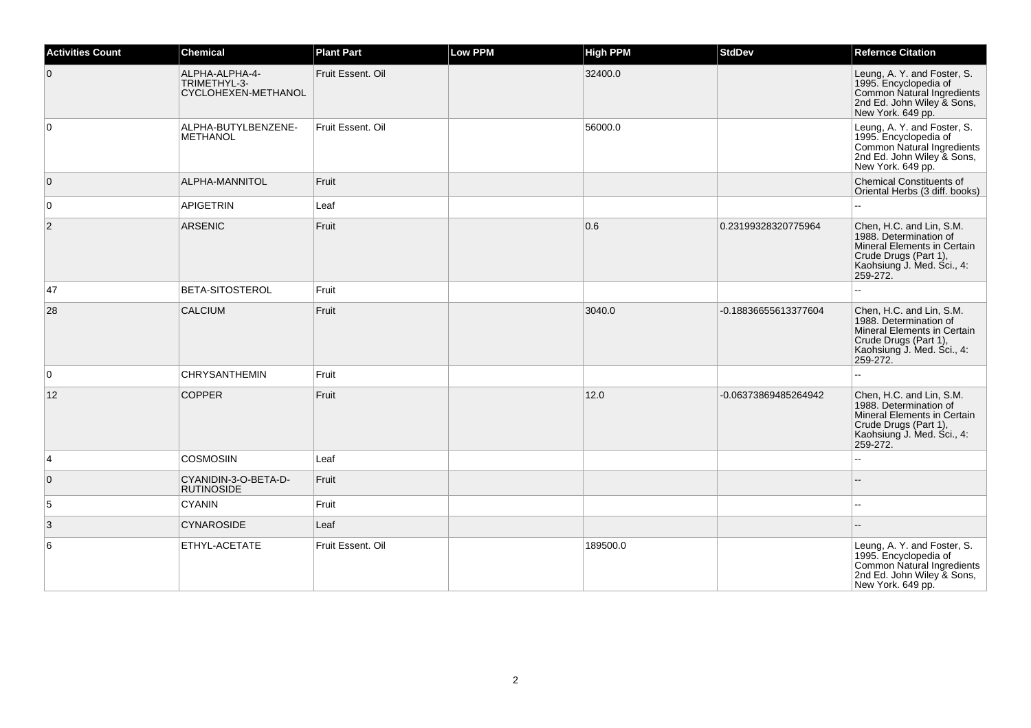| Activities Count | Chemical | Plant Part | Low PPM | High PPM | StdDev | Refernce Citation |
|---|---|---|---|---|---|---|
| 0 | ALPHA-ALPHA-4-TRIMETHYL-3-CYCLOHEXEN-METHANOL | Fruit Essent. Oil | | 32400.0 | | Leung, A. Y. and Foster, S. 1995. Encyclopedia of Common Natural Ingredients 2nd Ed. John Wiley & Sons, New York. 649 pp. |
| 0 | ALPHA-BUTYLBENZENE-METHANOL | Fruit Essent. Oil | | 56000.0 | | Leung, A. Y. and Foster, S. 1995. Encyclopedia of Common Natural Ingredients 2nd Ed. John Wiley & Sons, New York. 649 pp. |
| 0 | ALPHA-MANNITOL | Fruit | | | | Chemical Constituents of Oriental Herbs (3 diff. books) |
| 0 | APIGETRIN | Leaf | | | | -- |
| 2 | ARSENIC | Fruit | | 0.6 | 0.23199328320775964 | Chen, H.C. and Lin, S.M. 1988. Determination of Mineral Elements in Certain Crude Drugs (Part 1), Kaohsiung J. Med. Sci., 4: 259-272. |
| 47 | BETA-SITOSTEROL | Fruit | | | | -- |
| 28 | CALCIUM | Fruit | | 3040.0 | -0.18836655613377604 | Chen, H.C. and Lin, S.M. 1988. Determination of Mineral Elements in Certain Crude Drugs (Part 1), Kaohsiung J. Med. Sci., 4: 259-272. |
| 0 | CHRYSANTHEMIN | Fruit | | | | -- |
| 12 | COPPER | Fruit | | 12.0 | -0.06373869485264942 | Chen, H.C. and Lin, S.M. 1988. Determination of Mineral Elements in Certain Crude Drugs (Part 1), Kaohsiung J. Med. Sci., 4: 259-272. |
| 4 | COSMOSIIN | Leaf | | | | -- |
| 0 | CYANIDIN-3-O-BETA-D-RUTINOSIDE | Fruit | | | | -- |
| 5 | CYANIN | Fruit | | | | -- |
| 3 | CYNAROSIDE | Leaf | | | | -- |
| 6 | ETHYL-ACETATE | Fruit Essent. Oil | | 189500.0 | | Leung, A. Y. and Foster, S. 1995. Encyclopedia of Common Natural Ingredients 2nd Ed. John Wiley & Sons, New York. 649 pp. |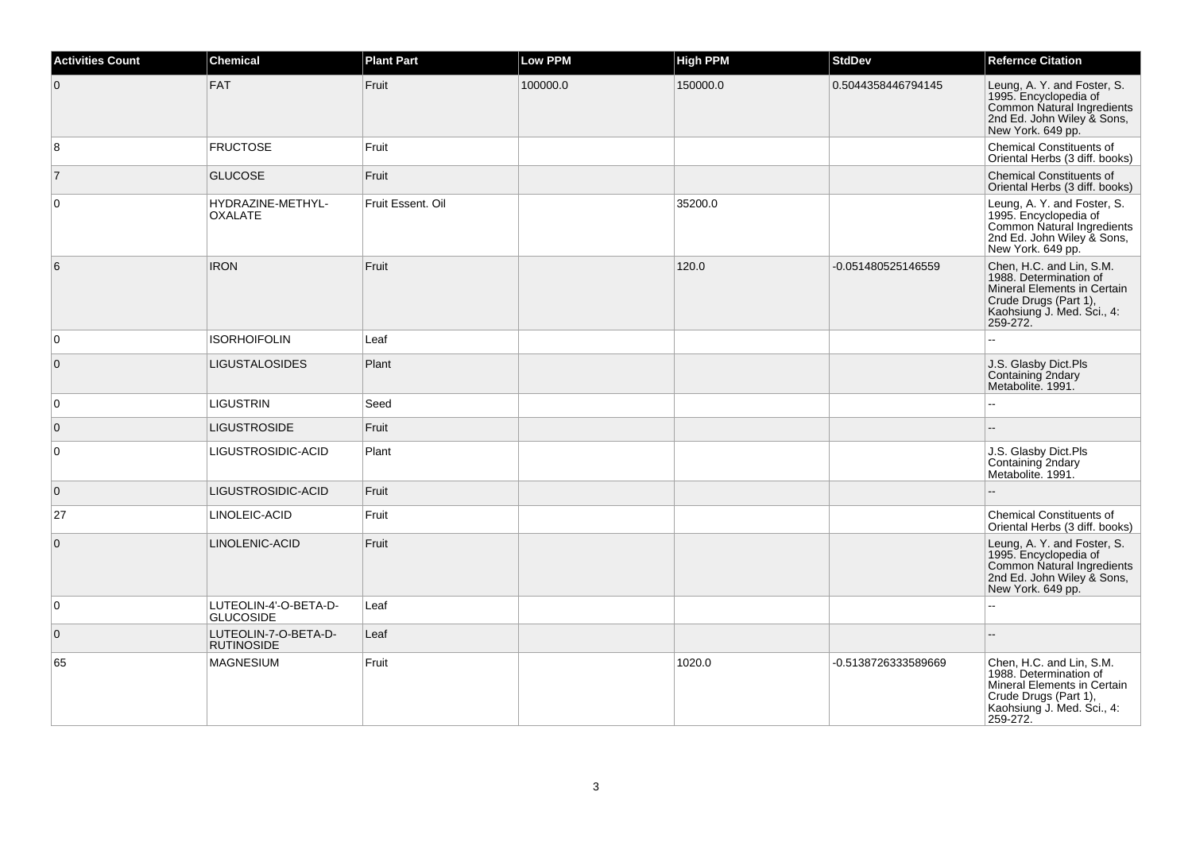| Activities Count | Chemical | Plant Part | Low PPM | High PPM | StdDev | Refernce Citation |
|---|---|---|---|---|---|---|
| 0 | FAT | Fruit | 100000.0 | 150000.0 | 0.5044358446794145 | Leung, A. Y. and Foster, S. 1995. Encyclopedia of Common Natural Ingredients 2nd Ed. John Wiley & Sons, New York. 649 pp. |
| 8 | FRUCTOSE | Fruit | | | | Chemical Constituents of Oriental Herbs (3 diff. books) |
| 7 | GLUCOSE | Fruit | | | | Chemical Constituents of Oriental Herbs (3 diff. books) |
| 0 | HYDRAZINE-METHYL-OXALATE | Fruit Essent. Oil | | 35200.0 | | Leung, A. Y. and Foster, S. 1995. Encyclopedia of Common Natural Ingredients 2nd Ed. John Wiley & Sons, New York. 649 pp. |
| 6 | IRON | Fruit | | 120.0 | -0.051480525146559 | Chen, H.C. and Lin, S.M. 1988. Determination of Mineral Elements in Certain Crude Drugs (Part 1), Kaohsiung J. Med. Sci., 4: 259-272. |
| 0 | ISORHOIFOLIN | Leaf | | | | -- |
| 0 | LIGUSTALOSIDES | Plant | | | | J.S. Glasby Dict.Pls Containing 2ndary Metabolite. 1991. |
| 0 | LIGUSTRIN | Seed | | | | -- |
| 0 | LIGUSTROSIDE | Fruit | | | | -- |
| 0 | LIGUSTROSIDIC-ACID | Plant | | | | J.S. Glasby Dict.Pls Containing 2ndary Metabolite. 1991. |
| 0 | LIGUSTROSIDIC-ACID | Fruit | | | | -- |
| 27 | LINOLEIC-ACID | Fruit | | | | Chemical Constituents of Oriental Herbs (3 diff. books) |
| 0 | LINOLENIC-ACID | Fruit | | | | Leung, A. Y. and Foster, S. 1995. Encyclopedia of Common Natural Ingredients 2nd Ed. John Wiley & Sons, New York. 649 pp. |
| 0 | LUTEOLIN-4'-O-BETA-D-GLUCOSIDE | Leaf | | | | -- |
| 0 | LUTEOLIN-7-O-BETA-D-RUTINOSIDE | Leaf | | | | -- |
| 65 | MAGNESIUM | Fruit | | 1020.0 | -0.5138726333589669 | Chen, H.C. and Lin, S.M. 1988. Determination of Mineral Elements in Certain Crude Drugs (Part 1), Kaohsiung J. Med. Sci., 4: 259-272. |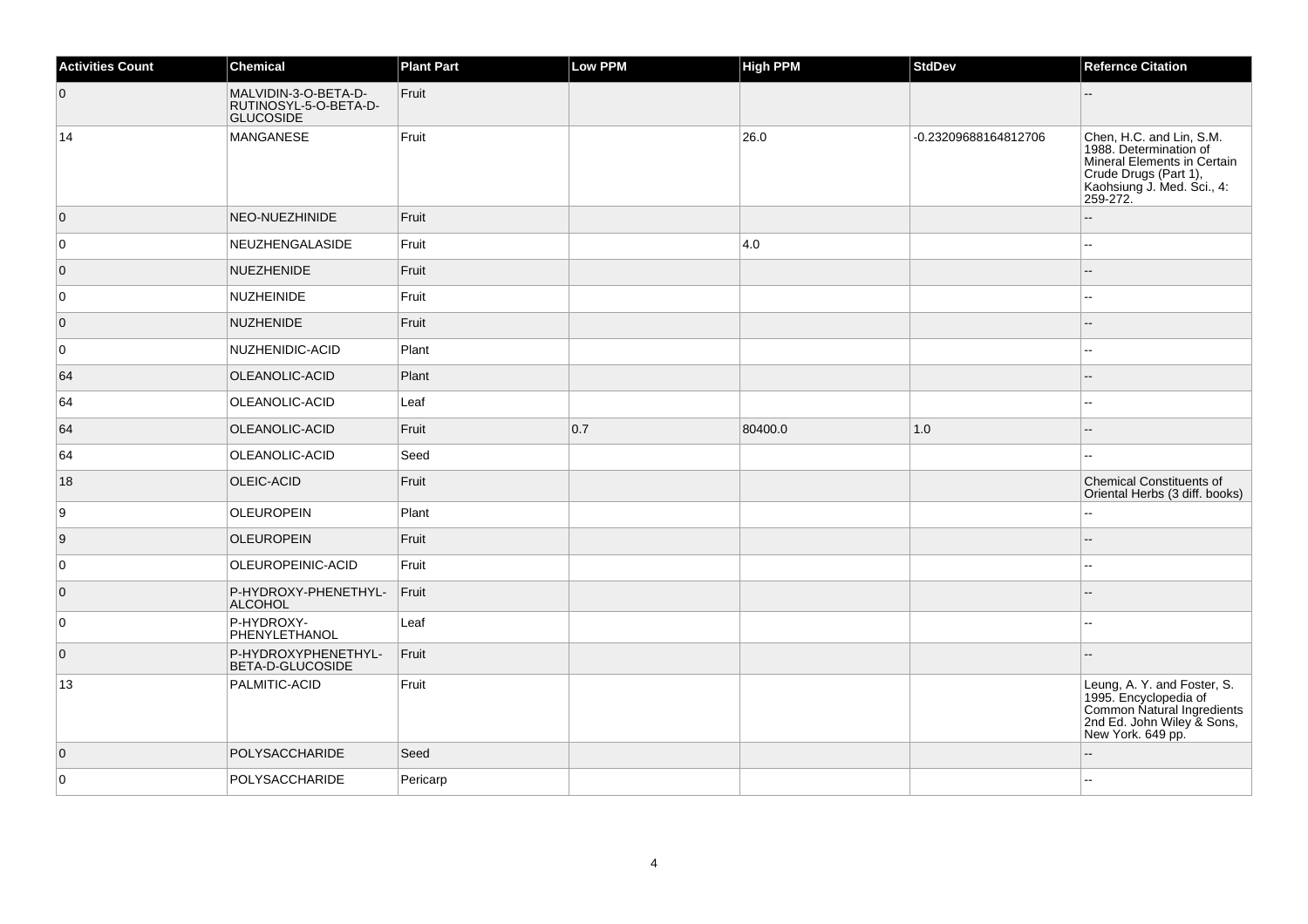| Activities Count | Chemical | Plant Part | Low PPM | High PPM | StdDev | Refernce Citation |
|---|---|---|---|---|---|---|
| 0 | MALVIDIN-3-O-BETA-D-RUTINOSYL-5-O-BETA-D-GLUCOSIDE | Fruit | | | | -- |
| 14 | MANGANESE | Fruit | | 26.0 | -0.23209688164812706 | Chen, H.C. and Lin, S.M. 1988. Determination of Mineral Elements in Certain Crude Drugs (Part 1), Kaohsiung J. Med. Sci., 4: 259-272. |
| 0 | NEO-NUEZHINIDE | Fruit | | | | -- |
| 0 | NEUZHENGALASIDE | Fruit | | 4.0 | | -- |
| 0 | NUEZHENIDE | Fruit | | | | -- |
| 0 | NUZHEINIDE | Fruit | | | | -- |
| 0 | NUZHENIDE | Fruit | | | | -- |
| 0 | NUZHENIDIC-ACID | Plant | | | | -- |
| 64 | OLEANOLIC-ACID | Plant | | | | -- |
| 64 | OLEANOLIC-ACID | Leaf | | | | -- |
| 64 | OLEANOLIC-ACID | Fruit | 0.7 | 80400.0 | 1.0 | -- |
| 64 | OLEANOLIC-ACID | Seed | | | | -- |
| 18 | OLEIC-ACID | Fruit | | | | Chemical Constituents of Oriental Herbs (3 diff. books) |
| 9 | OLEUROPEIN | Plant | | | | -- |
| 9 | OLEUROPEIN | Fruit | | | | -- |
| 0 | OLEUROPEINIC-ACID | Fruit | | | | -- |
| 0 | P-HYDROXY-PHENETHYL-ALCOHOL | Fruit | | | | -- |
| 0 | P-HYDROXY-PHENYLETHANOL | Leaf | | | | -- |
| 0 | P-HYDROXYPHENETHYL-BETA-D-GLUCOSIDE | Fruit | | | | -- |
| 13 | PALMITIC-ACID | Fruit | | | | Leung, A. Y. and Foster, S. 1995. Encyclopedia of Common Natural Ingredients 2nd Ed. John Wiley & Sons, New York. 649 pp. |
| 0 | POLYSACCHARIDE | Seed | | | | -- |
| 0 | POLYSACCHARIDE | Pericarp | | | | -- |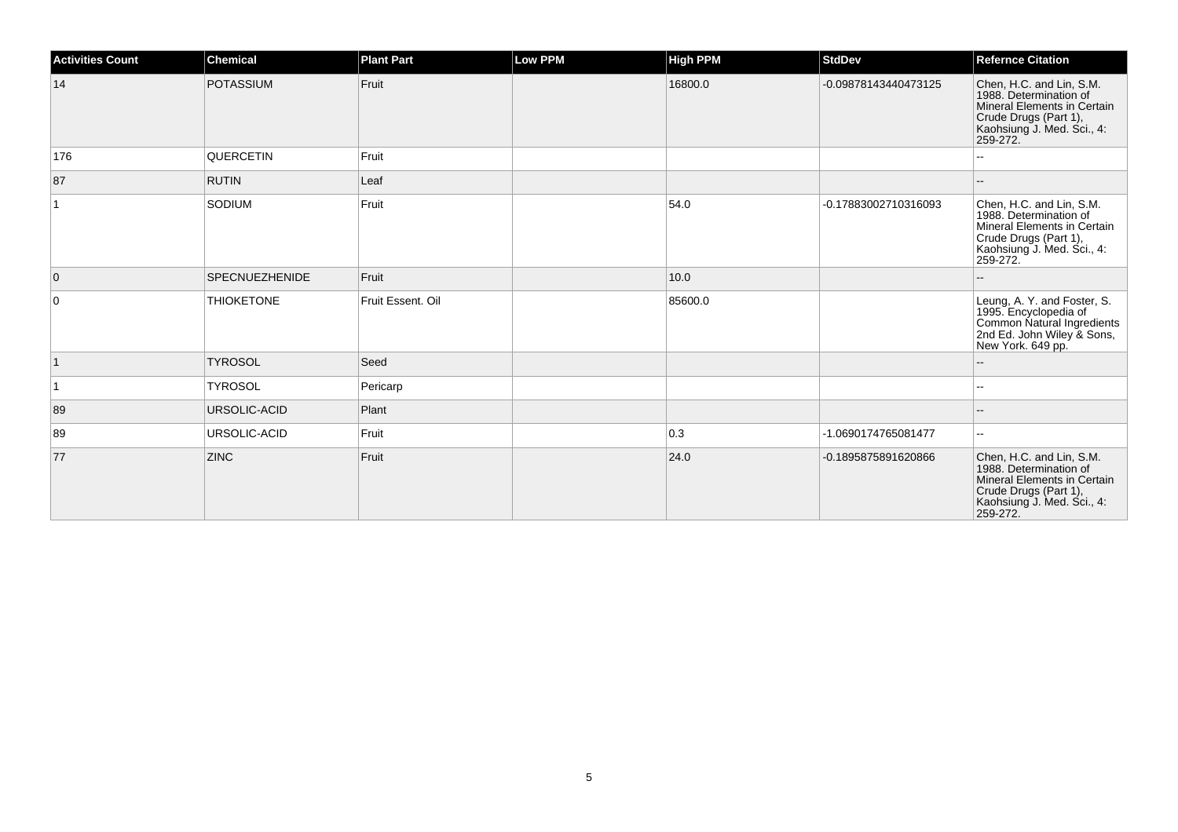| Activities Count | Chemical | Plant Part | Low PPM | High PPM | StdDev | Refernce Citation |
|---|---|---|---|---|---|---|
| 14 | POTASSIUM | Fruit | | 16800.0 | -0.09878143440473125 | Chen, H.C. and Lin, S.M. 1988. Determination of Mineral Elements in Certain Crude Drugs (Part 1), Kaohsiung J. Med. Sci., 4: 259-272. |
| 176 | QUERCETIN | Fruit | | | | -- |
| 87 | RUTIN | Leaf | | | | -- |
| 1 | SODIUM | Fruit | | 54.0 | -0.17883002710316093 | Chen, H.C. and Lin, S.M. 1988. Determination of Mineral Elements in Certain Crude Drugs (Part 1), Kaohsiung J. Med. Sci., 4: 259-272. |
| 0 | SPECNUEZHENIDE | Fruit | | 10.0 | | -- |
| 0 | THIOKETONE | Fruit Essent. Oil | | 85600.0 | | Leung, A. Y. and Foster, S. 1995. Encyclopedia of Common Natural Ingredients 2nd Ed. John Wiley & Sons, New York. 649 pp. |
| 1 | TYROSOL | Seed | | | | -- |
| 1 | TYROSOL | Pericarp | | | | -- |
| 89 | URSOLIC-ACID | Plant | | | | -- |
| 89 | URSOLIC-ACID | Fruit | | 0.3 | -1.0690174765081477 | -- |
| 77 | ZINC | Fruit | | 24.0 | -0.1895875891620866 | Chen, H.C. and Lin, S.M. 1988. Determination of Mineral Elements in Certain Crude Drugs (Part 1), Kaohsiung J. Med. Sci., 4: 259-272. |